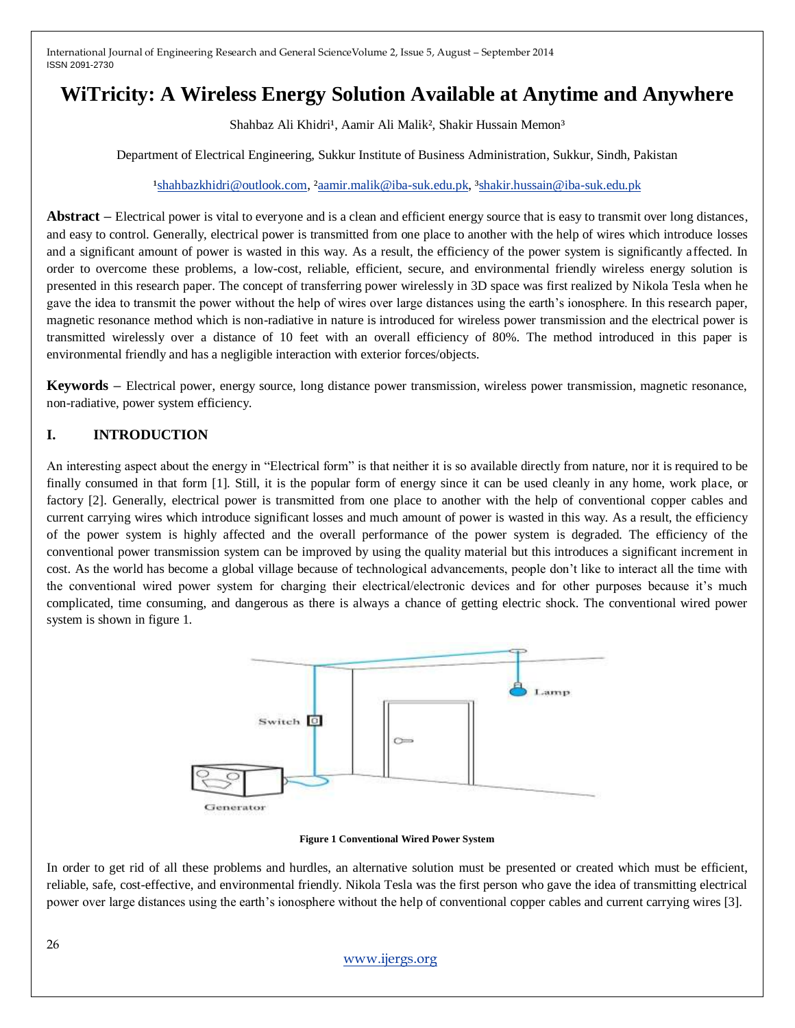# WiTricity: A Wireless Energy Solution Available at Anytime and Anywhere

Shahbaz Ali Khidri[1], Aamir Ali Malik[2], Shakir Hussain Memon[3]

Department of Electrical Engineering, Sukkur Institute of Business Administration, Sukkur, Sindh, Pakistan

[1]shahbazkhidri@outlook.com, [2]aamir.malik@iba-suk.edu.pk, [3]shakir.hussain@iba-suk.edu.pk

**Abstract –** Electrical power is vital to everyone and is a clean and efficient energy source that is easy to transmit over long distances, and easy to control. Generally, electrical power is transmitted from one place to another with the help of wires which introduce losses and a significant amount of power is wasted in this way. As a result, the efficiency of the power system is significantly affected. In order to overcome these problems, a low-cost, reliable, efficient, secure, and environmental friendly wireless energy solution is presented in this research paper. The concept of transferring power wirelessly in 3D space was first realized by Nikola Tesla when he gave the idea to transmit the power without the help of wires over large distances using the earth's ionosphere. In this research paper, magnetic resonance method which is non-radiative in nature is introduced for wireless power transmission and the electrical power is transmitted wirelessly over a distance of 10 feet with an overall efficiency of 80%. The method introduced in this paper is environmental friendly and has a negligible interaction with exterior forces/objects.

**Keywords –** Electrical power, energy source, long distance power transmission, wireless power transmission, magnetic resonance, non-radiative, power system efficiency.

## I. INTRODUCTION

An interesting aspect about the energy in "Electrical form" is that neither it is so available directly from nature, nor it is required to be finally consumed in that form [1]. Still, it is the popular form of energy since it can be used cleanly in any home, work place, or factory [2]. Generally, electrical power is transmitted from one place to another with the help of conventional copper cables and current carrying wires which introduce significant losses and much amount of power is wasted in this way. As a result, the efficiency of the power system is highly affected and the overall performance of the power system is degraded. The efficiency of the conventional power transmission system can be improved by using the quality material but this introduces a significant increment in cost. As the world has become a global village because of technological advancements, people don't like to interact all the time with the conventional wired power system for charging their electrical/electronic devices and for other purposes because it's much complicated, time consuming, and dangerous as there is always a chance of getting electric shock. The conventional wired power system is shown in figure 1.

**Figure 1 Conventional Wired Power System**

In order to get rid of all these problems and hurdles, an alternative solution must be presented or created which must be efficient, reliable, safe, cost-effective, and environmental friendly. Nikola Tesla was the first person who gave the idea of transmitting electrical power over large distances using the earth's ionosphere without the help of conventional copper cables and current carrying wires [3].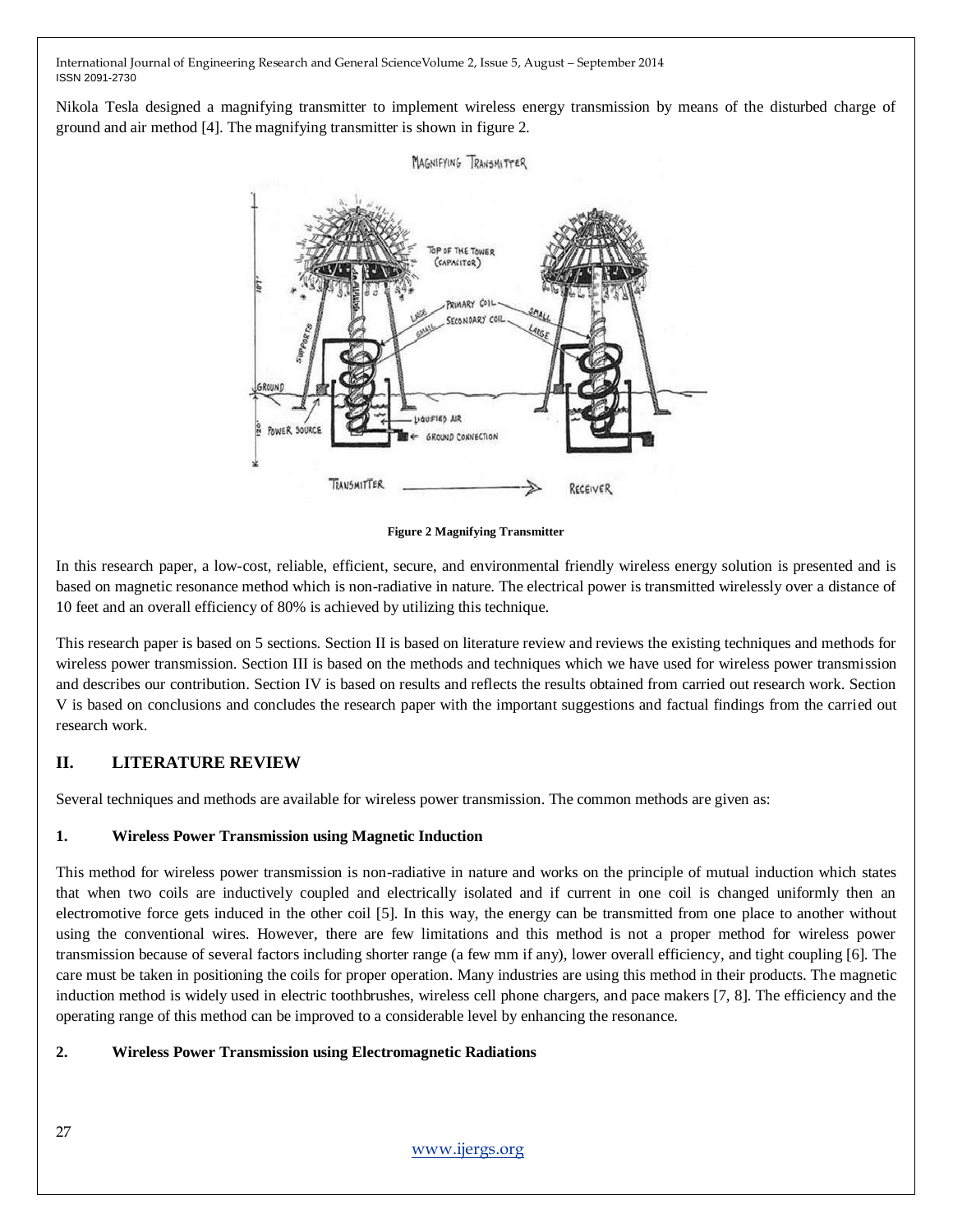Nikola Tesla designed a magnifying transmitter to implement wireless energy transmission by means of the disturbed charge of ground and air method [4]. The magnifying transmitter is shown in figure 2.

**Figure 2 Magnifying Transmitter**

In this research paper, a low-cost, reliable, efficient, secure, and environmental friendly wireless energy solution is presented and is based on magnetic resonance method which is non-radiative in nature. The electrical power is transmitted wirelessly over a distance of 10 feet and an overall efficiency of 80% is achieved by utilizing this technique.

This research paper is based on 5 sections. Section II is based on literature review and reviews the existing techniques and methods for wireless power transmission. Section III is based on the methods and techniques which we have used for wireless power transmission and describes our contribution. Section IV is based on results and reflects the results obtained from carried out research work. Section V is based on conclusions and concludes the research paper with the important suggestions and factual findings from the carried out research work.

## II. LITERATURE REVIEW

Several techniques and methods are available for wireless power transmission. The common methods are given as:

### 1. Wireless Power Transmission using Magnetic Induction

This method for wireless power transmission is non-radiative in nature and works on the principle of mutual induction which states that when two coils are inductively coupled and electrically isolated and if current in one coil is changed uniformly then an electromotive force gets induced in the other coil [5]. In this way, the energy can be transmitted from one place to another without using the conventional wires. However, there are few limitations and this method is not a proper method for wireless power transmission because of several factors including shorter range (a few mm if any), lower overall efficiency, and tight coupling [6]. The care must be taken in positioning the coils for proper operation. Many industries are using this method in their products. The magnetic induction method is widely used in electric toothbrushes, wireless cell phone chargers, and pace makers [7, 8]. The efficiency and the operating range of this method can be improved to a considerable level by enhancing the resonance.

### 2. Wireless Power Transmission using Electromagnetic Radiations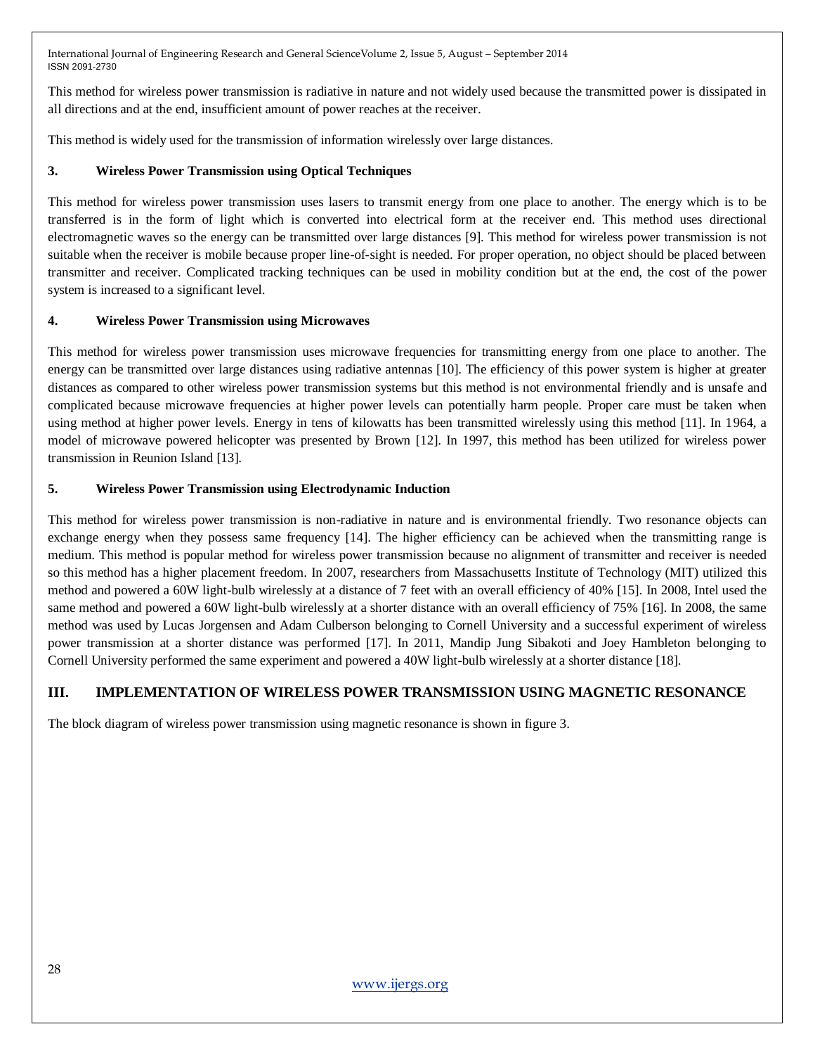This method for wireless power transmission is radiative in nature and not widely used because the transmitted power is dissipated in all directions and at the end, insufficient amount of power reaches at the receiver.

This method is widely used for the transmission of information wirelessly over large distances.

### 3. Wireless Power Transmission using Optical Techniques

This method for wireless power transmission uses lasers to transmit energy from one place to another. The energy which is to be transferred is in the form of light which is converted into electrical form at the receiver end. This method uses directional electromagnetic waves so the energy can be transmitted over large distances [9]. This method for wireless power transmission is not suitable when the receiver is mobile because proper line-of-sight is needed. For proper operation, no object should be placed between transmitter and receiver. Complicated tracking techniques can be used in mobility condition but at the end, the cost of the power system is increased to a significant level.

### 4. Wireless Power Transmission using Microwaves

This method for wireless power transmission uses microwave frequencies for transmitting energy from one place to another. The energy can be transmitted over large distances using radiative antennas [10]. The efficiency of this power system is higher at greater distances as compared to other wireless power transmission systems but this method is not environmental friendly and is unsafe and complicated because microwave frequencies at higher power levels can potentially harm people. Proper care must be taken when using method at higher power levels. Energy in tens of kilowatts has been transmitted wirelessly using this method [11]. In 1964, a model of microwave powered helicopter was presented by Brown [12]. In 1997, this method has been utilized for wireless power transmission in Reunion Island [13].

### 5. Wireless Power Transmission using Electrodynamic Induction

This method for wireless power transmission is non-radiative in nature and is environmental friendly. Two resonance objects can exchange energy when they possess same frequency [14]. The higher efficiency can be achieved when the transmitting range is medium. This method is popular method for wireless power transmission because no alignment of transmitter and receiver is needed so this method has a higher placement freedom. In 2007, researchers from Massachusetts Institute of Technology (MIT) utilized this method and powered a 60W light-bulb wirelessly at a distance of 7 feet with an overall efficiency of 40% [15]. In 2008, Intel used the same method and powered a 60W light-bulb wirelessly at a shorter distance with an overall efficiency of 75% [16]. In 2008, the same method was used by Lucas Jorgensen and Adam Culberson belonging to Cornell University and a successful experiment of wireless power transmission at a shorter distance was performed [17]. In 2011, Mandip Jung Sibakoti and Joey Hambleton belonging to Cornell University performed the same experiment and powered a 40W light-bulb wirelessly at a shorter distance [18].

## III. IMPLEMENTATION OF WIRELESS POWER TRANSMISSION USING MAGNETIC RESONANCE

The block diagram of wireless power transmission using magnetic resonance is shown in figure 3.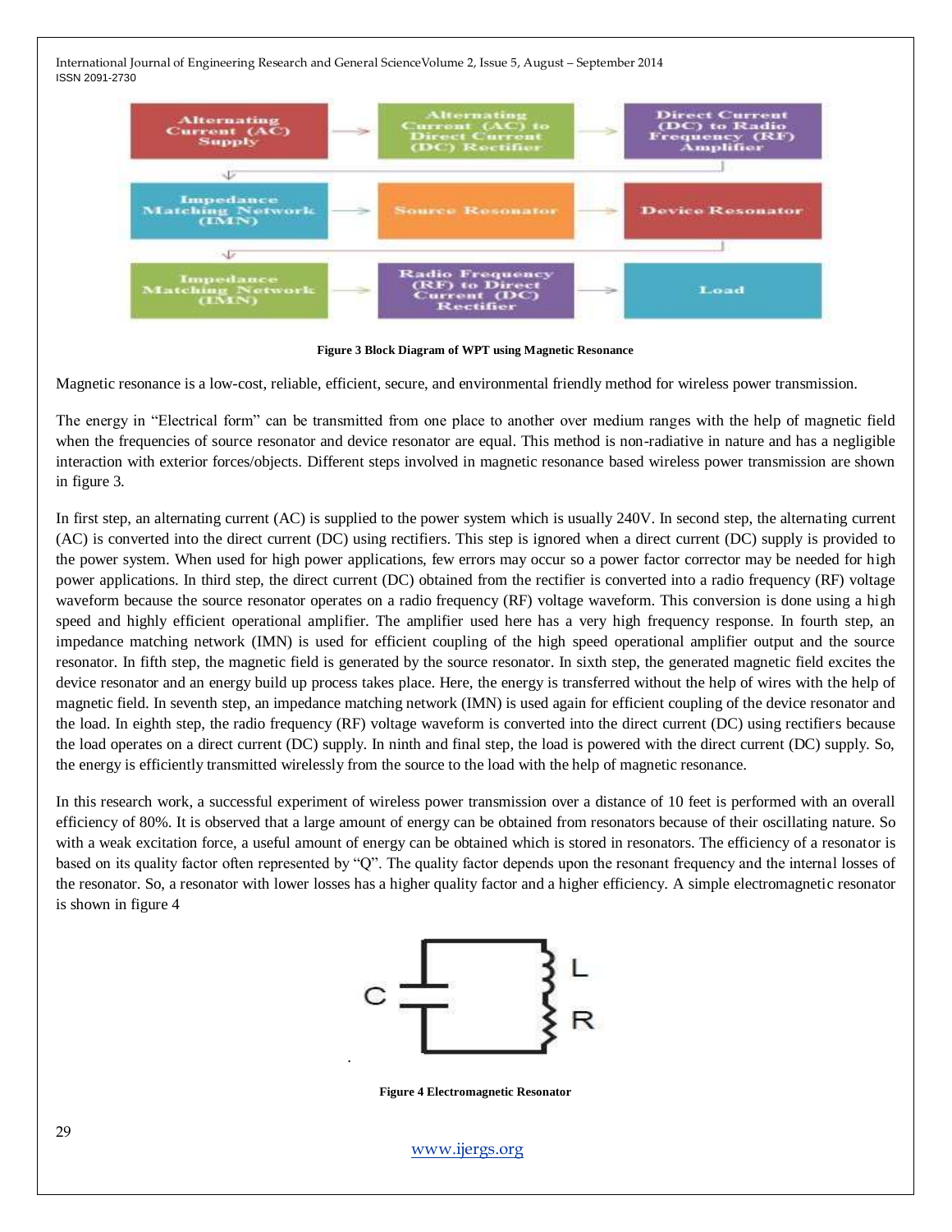**Figure 3 Block Diagram of WPT using Magnetic Resonance**

Magnetic resonance is a low-cost, reliable, efficient, secure, and environmental friendly method for wireless power transmission.

The energy in "Electrical form" can be transmitted from one place to another over medium ranges with the help of magnetic field when the frequencies of source resonator and device resonator are equal. This method is non-radiative in nature and has a negligible interaction with exterior forces/objects. Different steps involved in magnetic resonance based wireless power transmission are shown in figure 3.

In first step, an alternating current (AC) is supplied to the power system which is usually 240V. In second step, the alternating current (AC) is converted into the direct current (DC) using rectifiers. This step is ignored when a direct current (DC) supply is provided to the power system. When used for high power applications, few errors may occur so a power factor corrector may be needed for high power applications. In third step, the direct current (DC) obtained from the rectifier is converted into a radio frequency (RF) voltage waveform because the source resonator operates on a radio frequency (RF) voltage waveform. This conversion is done using a high speed and highly efficient operational amplifier. The amplifier used here has a very high frequency response. In fourth step, an impedance matching network (IMN) is used for efficient coupling of the high speed operational amplifier output and the source resonator. In fifth step, the magnetic field is generated by the source resonator. In sixth step, the generated magnetic field excites the device resonator and an energy build up process takes place. Here, the energy is transferred without the help of wires with the help of magnetic field. In seventh step, an impedance matching network (IMN) is used again for efficient coupling of the device resonator and the load. In eighth step, the radio frequency (RF) voltage waveform is converted into the direct current (DC) using rectifiers because the load operates on a direct current (DC) supply. In ninth and final step, the load is powered with the direct current (DC) supply. So, the energy is efficiently transmitted wirelessly from the source to the load with the help of magnetic resonance.

In this research work, a successful experiment of wireless power transmission over a distance of 10 feet is performed with an overall efficiency of 80%. It is observed that a large amount of energy can be obtained from resonators because of their oscillating nature. So with a weak excitation force, a useful amount of energy can be obtained which is stored in resonators. The efficiency of a resonator is based on its quality factor often represented by "Q". The quality factor depends upon the resonant frequency and the internal losses of the resonator. So, a resonator with lower losses has a higher quality factor and a higher efficiency. A simple electromagnetic resonator is shown in figure 4

**Figure 4 Electromagnetic Resonator**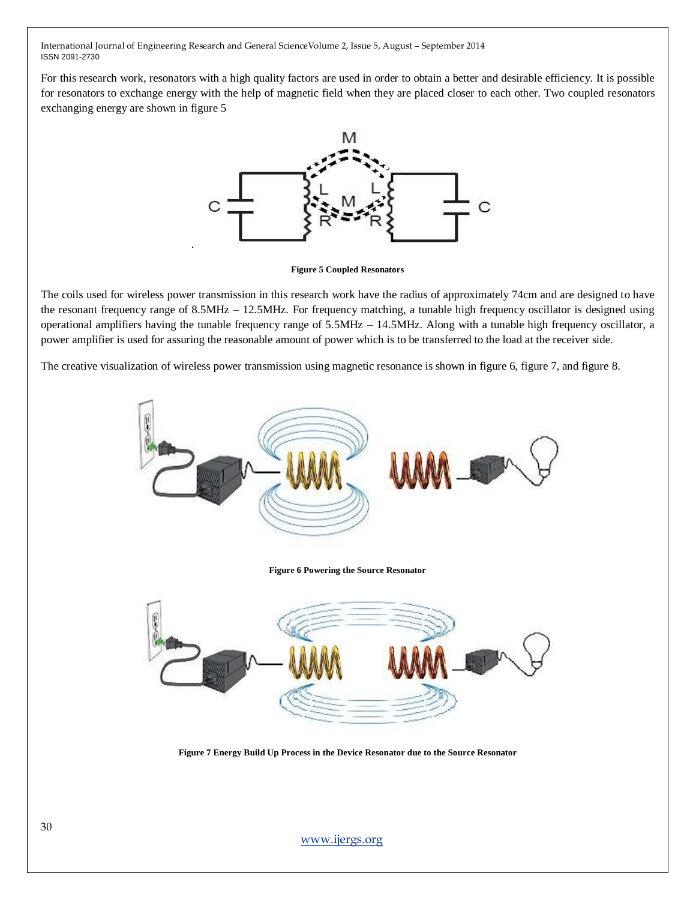For this research work, resonators with a high quality factors are used in order to obtain a better and desirable efficiency. It is possible for resonators to exchange energy with the help of magnetic field when they are placed closer to each other. Two coupled resonators exchanging energy are shown in figure 5

**Figure 5 Coupled Resonators**

The coils used for wireless power transmission in this research work have the radius of approximately 74cm and are designed to have the resonant frequency range of 8.5MHz – 12.5MHz. For frequency matching, a tunable high frequency oscillator is designed using operational amplifiers having the tunable frequency range of 5.5MHz – 14.5MHz. Along with a tunable high frequency oscillator, a power amplifier is used for assuring the reasonable amount of power which is to be transferred to the load at the receiver side.

The creative visualization of wireless power transmission using magnetic resonance is shown in figure 6, figure 7, and figure 8.

**Figure 6 Powering the Source Resonator**

**Figure 7 Energy Build Up Process in the Device Resonator due to the Source Resonator**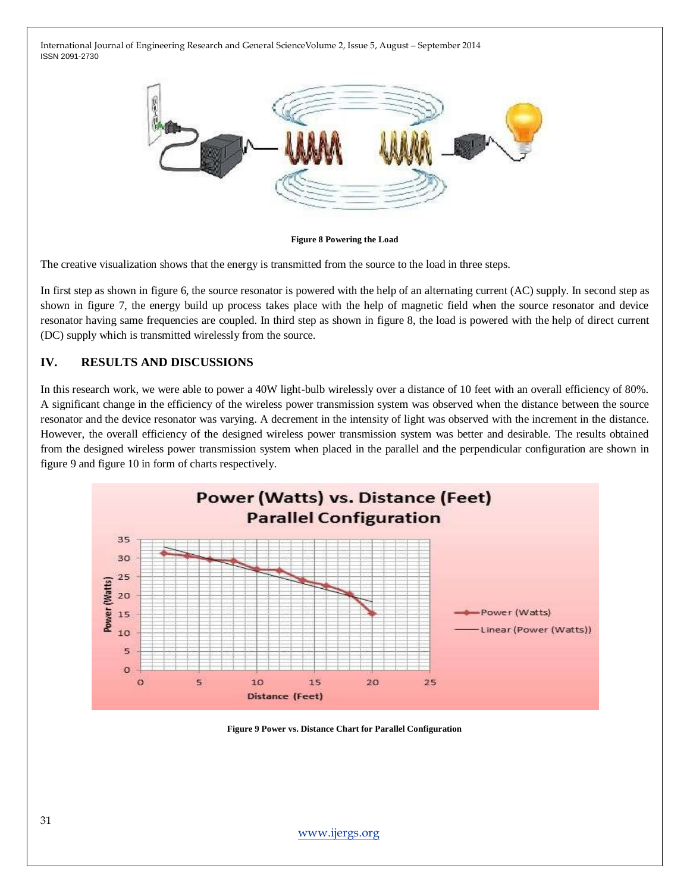Figure 8 Powering the Load

The creative visualization shows that the energy is transmitted from the source to the load in three steps.

In first step as shown in figure 6, the source resonator is powered with the help of an alternating current (AC) supply. In second step as shown in figure 7, the energy build up process takes place with the help of magnetic field when the source resonator and device resonator having same frequencies are coupled. In third step as shown in figure 8, the load is powered with the help of direct current (DC) supply which is transmitted wirelessly from the source.

## IV. RESULTS AND DISCUSSIONS

In this research work, we were able to power a 40W light-bulb wirelessly over a distance of 10 feet with an overall efficiency of 80%. A significant change in the efficiency of the wireless power transmission system was observed when the distance between the source resonator and the device resonator was varying. A decrement in the intensity of light was observed with the increment in the distance. However, the overall efficiency of the designed wireless power transmission system was better and desirable. The results obtained from the designed wireless power transmission system when placed in the parallel and the perpendicular configuration are shown in figure 9 and figure 10 in form of charts respectively.

Figure 9 Power vs. Distance Chart for Parallel Configuration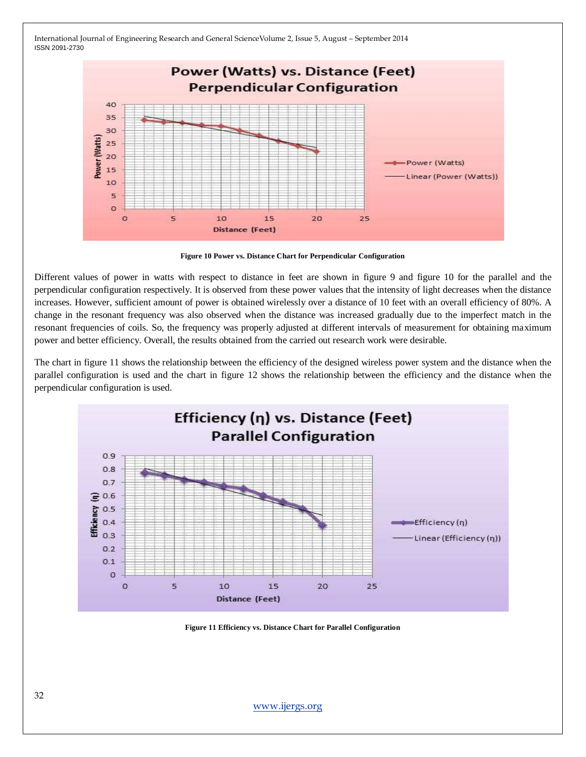Figure 10 Power vs. Distance Chart for Perpendicular Configuration

Different values of power in watts with respect to distance in feet are shown in figure 9 and figure 10 for the parallel and the perpendicular configuration respectively. It is observed from these power values that the intensity of light decreases when the distance increases. However, sufficient amount of power is obtained wirelessly over a distance of 10 feet with an overall efficiency of 80%. A change in the resonant frequency was also observed when the distance was increased gradually due to the imperfect match in the resonant frequencies of coils. So, the frequency was properly adjusted at different intervals of measurement for obtaining maximum power and better efficiency. Overall, the results obtained from the carried out research work were desirable.

The chart in figure 11 shows the relationship between the efficiency of the designed wireless power system and the distance when the parallel configuration is used and the chart in figure 12 shows the relationship between the efficiency and the distance when the perpendicular configuration is used.

Figure 11 Efficiency vs. Distance Chart for Parallel Configuration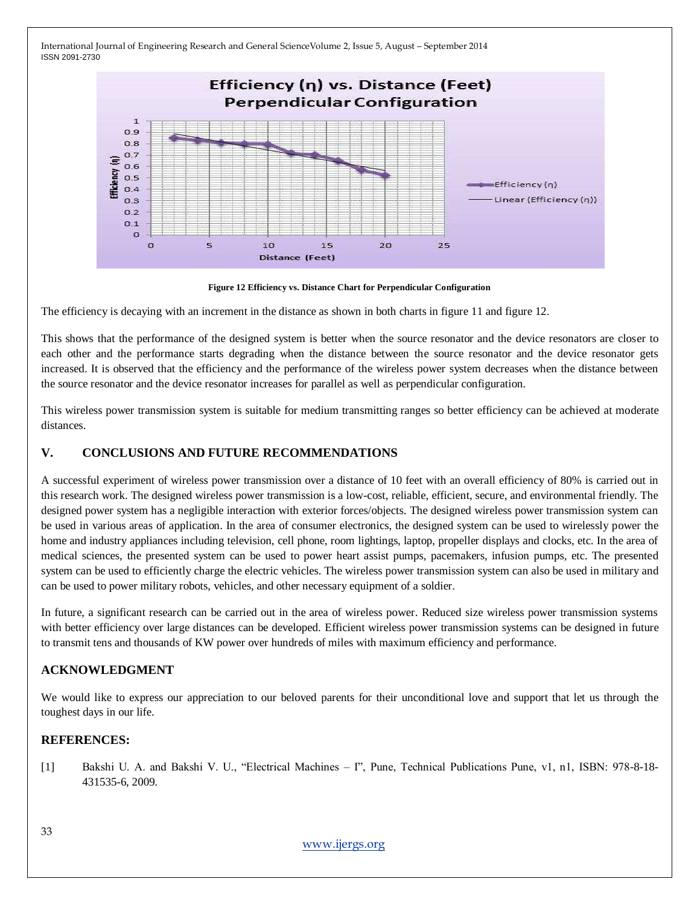Figure 12 Efficiency vs. Distance Chart for Perpendicular Configuration

The efficiency is decaying with an increment in the distance as shown in both charts in figure 11 and figure 12.

This shows that the performance of the designed system is better when the source resonator and the device resonators are closer to each other and the performance starts degrading when the distance between the source resonator and the device resonator gets increased. It is observed that the efficiency and the performance of the wireless power system decreases when the distance between the source resonator and the device resonator increases for parallel as well as perpendicular configuration.

This wireless power transmission system is suitable for medium transmitting ranges so better efficiency can be achieved at moderate distances.

## V. CONCLUSIONS AND FUTURE RECOMMENDATIONS

A successful experiment of wireless power transmission over a distance of 10 feet with an overall efficiency of 80% is carried out in this research work. The designed wireless power transmission is a low-cost, reliable, efficient, secure, and environmental friendly. The designed power system has a negligible interaction with exterior forces/objects. The designed wireless power transmission system can be used in various areas of application. In the area of consumer electronics, the designed system can be used to wirelessly power the home and industry appliances including television, cell phone, room lightings, laptop, propeller displays and clocks, etc. In the area of medical sciences, the presented system can be used to power heart assist pumps, pacemakers, infusion pumps, etc. The presented system can be used to efficiently charge the electric vehicles. The wireless power transmission system can also be used in military and can be used to power military robots, vehicles, and other necessary equipment of a soldier.

In future, a significant research can be carried out in the area of wireless power. Reduced size wireless power transmission systems with better efficiency over large distances can be developed. Efficient wireless power transmission systems can be designed in future to transmit tens and thousands of KW power over hundreds of miles with maximum efficiency and performance.

## ACKNOWLEDGMENT

We would like to express our appreciation to our beloved parents for their unconditional love and support that let us through the toughest days in our life.

## REFERENCES:

[1] Bakshi U. A. and Bakshi V. U., "Electrical Machines – I", Pune, Technical Publications Pune, v1, n1, ISBN: 978-8-18-431535-6, 2009.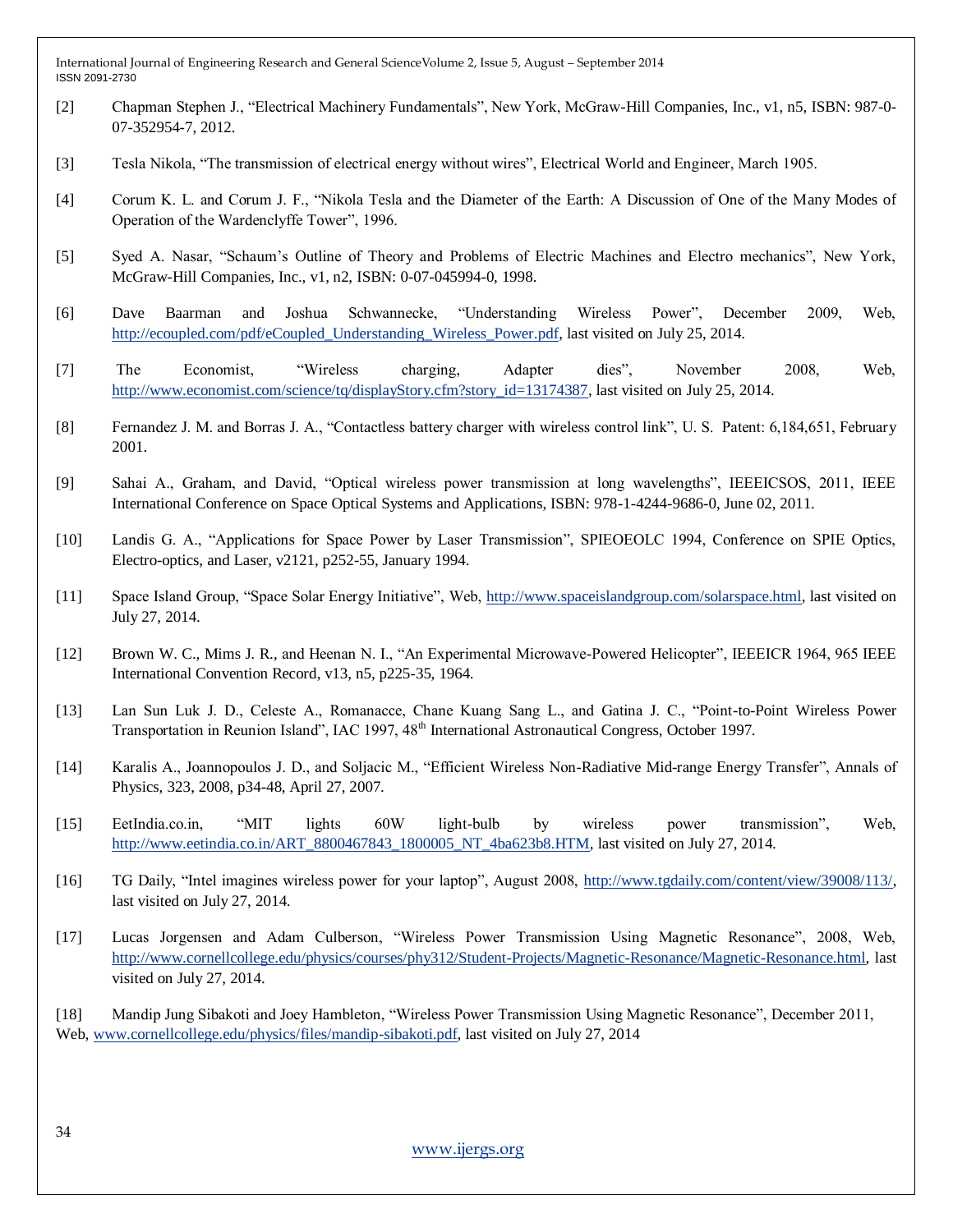[2] Chapman Stephen J., "Electrical Machinery Fundamentals", New York, McGraw-Hill Companies, Inc., v1, n5, ISBN: 987-0-07-352954-7, 2012.

[3] Tesla Nikola, "The transmission of electrical energy without wires", Electrical World and Engineer, March 1905.

[4] Corum K. L. and Corum J. F., "Nikola Tesla and the Diameter of the Earth: A Discussion of One of the Many Modes of Operation of the Wardenclyffe Tower", 1996.

[5] Syed A. Nasar, "Schaum's Outline of Theory and Problems of Electric Machines and Electro mechanics", New York, McGraw-Hill Companies, Inc., v1, n2, ISBN: 0-07-045994-0, 1998.

[6] Dave Baarman and Joshua Schwannecke, "Understanding Wireless Power", December 2009, Web, http://ecoupled.com/pdf/eCoupled_Understanding_Wireless_Power.pdf, last visited on July 25, 2014.

[7] The Economist, "Wireless charging, Adapter dies", November 2008, Web, http://www.economist.com/science/tq/displayStory.cfm?story_id=13174387, last visited on July 25, 2014.

[8] Fernandez J. M. and Borras J. A., "Contactless battery charger with wireless control link", U. S. Patent: 6,184,651, February 2001.

[9] Sahai A., Graham, and David, "Optical wireless power transmission at long wavelengths", IEEEICSOS, 2011, IEEE International Conference on Space Optical Systems and Applications, ISBN: 978-1-4244-9686-0, June 02, 2011.

[10] Landis G. A., "Applications for Space Power by Laser Transmission", SPIEOEOLC 1994, Conference on SPIE Optics, Electro-optics, and Laser, v2121, p252-55, January 1994.

[11] Space Island Group, "Space Solar Energy Initiative", Web, http://www.spaceislandgroup.com/solarspace.html, last visited on July 27, 2014.

[12] Brown W. C., Mims J. R., and Heenan N. I., "An Experimental Microwave-Powered Helicopter", IEEEICR 1964, 965 IEEE International Convention Record, v13, n5, p225-35, 1964.

[13] Lan Sun Luk J. D., Celeste A., Romanacce, Chane Kuang Sang L., and Gatina J. C., "Point-to-Point Wireless Power Transportation in Reunion Island", IAC 1997, 48th International Astronautical Congress, October 1997.

[14] Karalis A., Joannopoulos J. D., and Soljacic M., "Efficient Wireless Non-Radiative Mid-range Energy Transfer", Annals of Physics, 323, 2008, p34-48, April 27, 2007.

[15] EetIndia.co.in, "MIT lights 60W light-bulb by wireless power transmission", Web, http://www.eetindia.co.in/ART_8800467843_1800005_NT_4ba623b8.HTM, last visited on July 27, 2014.

[16] TG Daily, "Intel imagines wireless power for your laptop", August 2008, http://www.tgdaily.com/content/view/39008/113/, last visited on July 27, 2014.

[17] Lucas Jorgensen and Adam Culberson, "Wireless Power Transmission Using Magnetic Resonance", 2008, Web, http://www.cornellcollege.edu/physics/courses/phy312/Student-Projects/Magnetic-Resonance/Magnetic-Resonance.html, last visited on July 27, 2014.

[18] Mandip Jung Sibakoti and Joey Hambleton, "Wireless Power Transmission Using Magnetic Resonance", December 2011, Web, www.cornellcollege.edu/physics/files/mandip-sibakoti.pdf, last visited on July 27, 2014